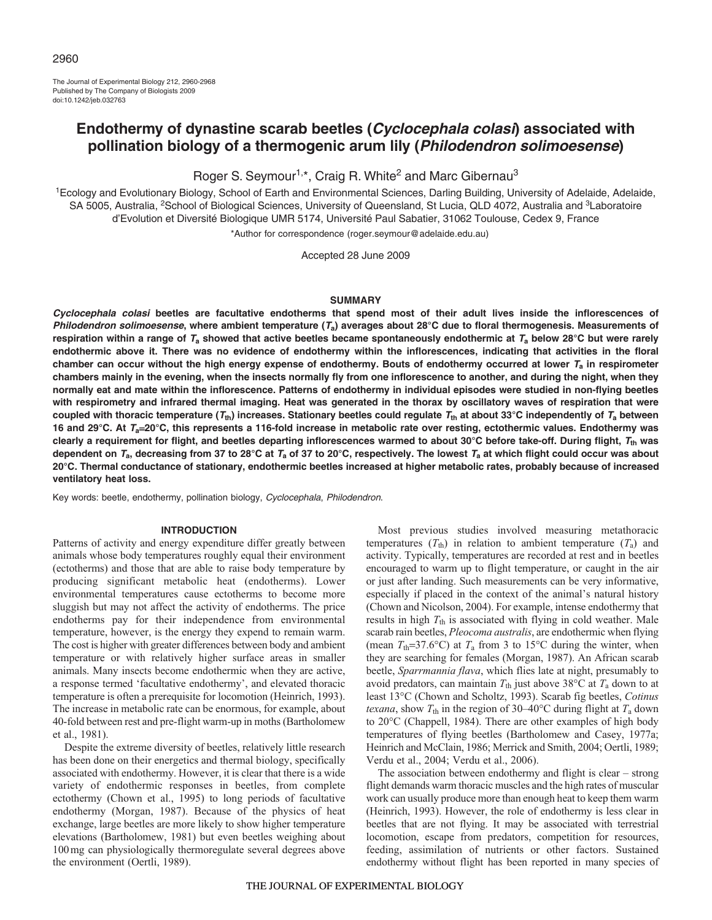The Journal of Experimental Biology 212, 2960-2968
Published by The Company of Biologists 2009
doi:10.1242/jeb.032763

# Endothermy of dynastine scarab beetles (*Cyclocephala colasi*) associated with pollination biology of a thermogenic arum lily (*Philodendron solimoesense*)

Roger S. Seymour[1,*], Craig R. White[2] and Marc Gibernau[3]

[1]Ecology and Evolutionary Biology, School of Earth and Environmental Sciences, Darling Building, University of Adelaide, Adelaide, SA 5005, Australia, [2]School of Biological Sciences, University of Queensland, St Lucia, QLD 4072, Australia and [3]Laboratoire d'Evolution et Diversité Biologique UMR 5174, Université Paul Sabatier, 31062 Toulouse, Cedex 9, France

*Author for correspondence (roger.seymour@adelaide.edu.au)

Accepted 28 June 2009

## SUMMARY

***Cyclocephala colasi*** **beetles are facultative endotherms that spend most of their adult lives inside the inflorescences of *Philodendron solimoesense*, where ambient temperature ($T_a$) averages about 28°C due to floral thermogenesis. Measurements of respiration within a range of $T_a$ showed that active beetles became spontaneously endothermic at $T_a$ below 28°C but were rarely endothermic above it. There was no evidence of endothermy within the inflorescences, indicating that activities in the floral chamber can occur without the high energy expense of endothermy. Bouts of endothermy occurred at lower $T_a$ in respirometer chambers mainly in the evening, when the insects normally fly from one inflorescence to another, and during the night, when they normally eat and mate within the inflorescence. Patterns of endothermy in individual episodes were studied in non-flying beetles with respirometry and infrared thermal imaging. Heat was generated in the thorax by oscillatory waves of respiration that were coupled with thoracic temperature ($T_{th}$) increases. Stationary beetles could regulate $T_{th}$ at about 33°C independently of $T_a$ between 16 and 29°C. At $T_a$=20°C, this represents a 116-fold increase in metabolic rate over resting, ectothermic values. Endothermy was clearly a requirement for flight, and beetles departing inflorescences warmed to about 30°C before take-off. During flight, $T_{th}$ was dependent on $T_a$, decreasing from 37 to 28°C at $T_a$ of 37 to 20°C, respectively. The lowest $T_a$ at which flight could occur was about 20°C. Thermal conductance of stationary, endothermic beetles increased at higher metabolic rates, probably because of increased ventilatory heat loss.**

Key words: beetle, endothermy, pollination biology, *Cyclocephala*, *Philodendron*.

## INTRODUCTION

Patterns of activity and energy expenditure differ greatly between animals whose body temperatures roughly equal their environment (ectotherms) and those that are able to raise body temperature by producing significant metabolic heat (endotherms). Lower environmental temperatures cause ectotherms to become more sluggish but may not affect the activity of endotherms. The price endotherms pay for their independence from environmental temperature, however, is the energy they expend to remain warm. The cost is higher with greater differences between body and ambient temperature or with relatively higher surface areas in smaller animals. Many insects become endothermic when they are active, a response termed 'facultative endothermy', and elevated thoracic temperature is often a prerequisite for locomotion (Heinrich, 1993). The increase in metabolic rate can be enormous, for example, about 40-fold between rest and pre-flight warm-up in moths (Bartholomew et al., 1981).

Despite the extreme diversity of beetles, relatively little research has been done on their energetics and thermal biology, specifically associated with endothermy. However, it is clear that there is a wide variety of endothermic responses in beetles, from complete ectothermy (Chown et al., 1995) to long periods of facultative endothermy (Morgan, 1987). Because of the physics of heat exchange, large beetles are more likely to show higher temperature elevations (Bartholomew, 1981) but even beetles weighing about 100 mg can physiologically thermoregulate several degrees above the environment (Oertli, 1989).

Most previous studies involved measuring metathoracic temperatures ($T_{th}$) in relation to ambient temperature ($T_a$) and activity. Typically, temperatures are recorded at rest and in beetles encouraged to warm up to flight temperature, or caught in the air or just after landing. Such measurements can be very informative, especially if placed in the context of the animal's natural history (Chown and Nicolson, 2004). For example, intense endothermy that results in high $T_{th}$ is associated with flying in cold weather. Male scarab rain beetles, *Pleocoma australis*, are endothermic when flying (mean $T_{th}$=37.6°C) at $T_a$ from 3 to 15°C during the winter, when they are searching for females (Morgan, 1987). An African scarab beetle, *Sparrmannia flava*, which flies late at night, presumably to avoid predators, can maintain $T_{th}$ just above 38°C at $T_a$ down to at least 13°C (Chown and Scholtz, 1993). Scarab fig beetles, *Cotinus texana*, show $T_{th}$ in the region of 30–40°C during flight at $T_a$ down to 20°C (Chappell, 1984). There are other examples of high body temperatures of flying beetles (Bartholomew and Casey, 1977a; Heinrich and McClain, 1986; Merrick and Smith, 2004; Oertli, 1989; Verdu et al., 2004; Verdu et al., 2006).

The association between endothermy and flight is clear – strong flight demands warm thoracic muscles and the high rates of muscular work can usually produce more than enough heat to keep them warm (Heinrich, 1993). However, the role of endothermy is less clear in beetles that are not flying. It may be associated with terrestrial locomotion, escape from predators, competition for resources, feeding, assimilation of nutrients or other factors. Sustained endothermy without flight has been reported in many species of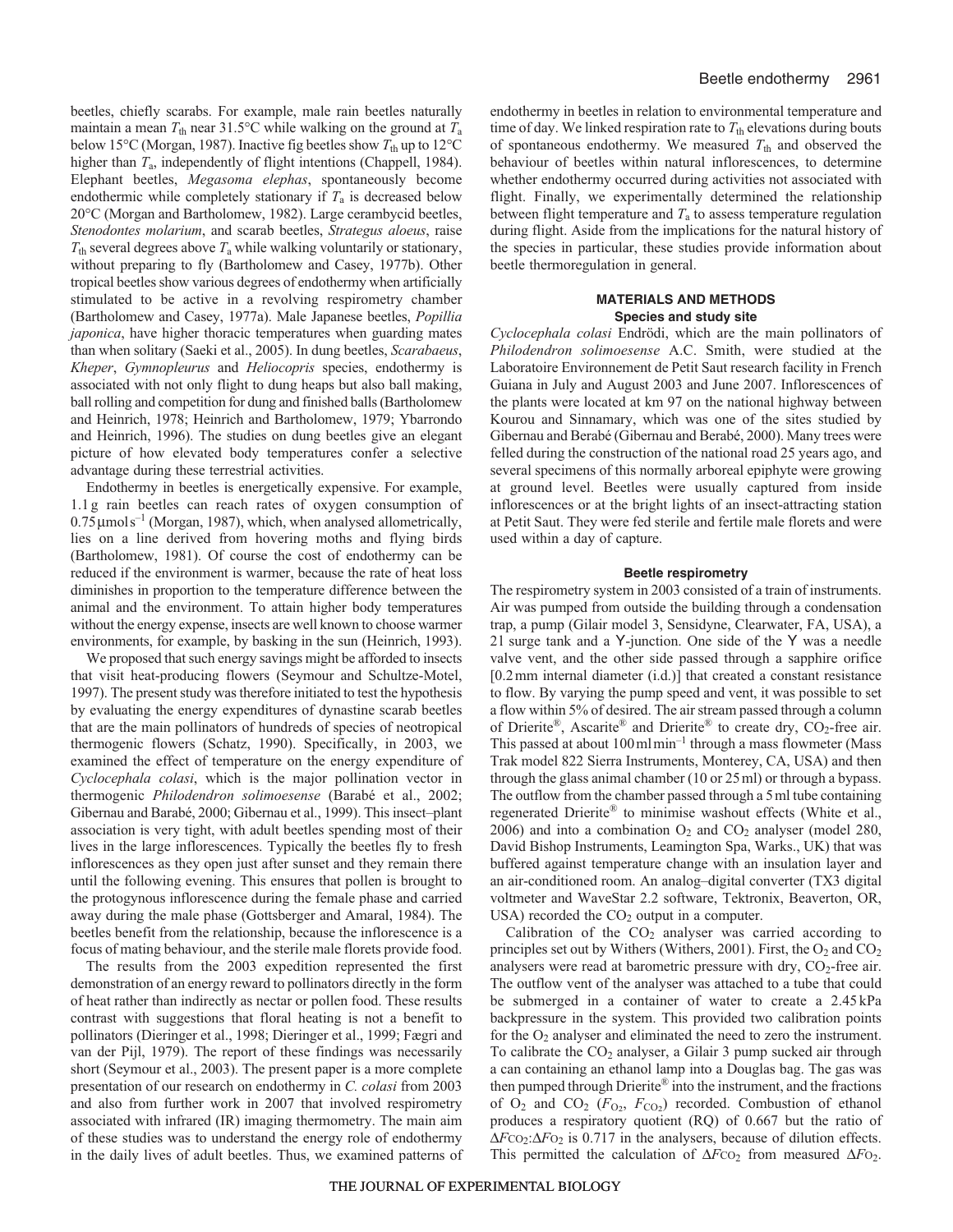beetles, chiefly scarabs. For example, male rain beetles naturally maintain a mean $T_{th}$ near 31.5°C while walking on the ground at $T_a$ below 15°C (Morgan, 1987). Inactive fig beetles show $T_{th}$ up to 12°C higher than $T_a$, independently of flight intentions (Chappell, 1984). Elephant beetles, *Megasoma elephas*, spontaneously become endothermic while completely stationary if $T_a$ is decreased below 20°C (Morgan and Bartholomew, 1982). Large cerambycid beetles, *Stenodontes molarium*, and scarab beetles, *Strategus aloeus*, raise $T_{th}$ several degrees above $T_a$ while walking voluntarily or stationary, without preparing to fly (Bartholomew and Casey, 1977b). Other tropical beetles show various degrees of endothermy when artificially stimulated to be active in a revolving respirometry chamber (Bartholomew and Casey, 1977a). Male Japanese beetles, *Popillia japonica*, have higher thoracic temperatures when guarding mates than when solitary (Saeki et al., 2005). In dung beetles, *Scarabaeus*, *Kheper*, *Gymnopleurus* and *Heliocopris* species, endothermy is associated with not only flight to dung heaps but also ball making, ball rolling and competition for dung and finished balls (Bartholomew and Heinrich, 1978; Heinrich and Bartholomew, 1979; Ybarrondo and Heinrich, 1996). The studies on dung beetles give an elegant picture of how elevated body temperatures confer a selective advantage during these terrestrial activities.

Endothermy in beetles is energetically expensive. For example, 1.1 g rain beetles can reach rates of oxygen consumption of $0.75\,\mu mol\,s^{-1}$ (Morgan, 1987), which, when analysed allometrically, lies on a line derived from hovering moths and flying birds (Bartholomew, 1981). Of course the cost of endothermy can be reduced if the environment is warmer, because the rate of heat loss diminishes in proportion to the temperature difference between the animal and the environment. To attain higher body temperatures without the energy expense, insects are well known to choose warmer environments, for example, by basking in the sun (Heinrich, 1993).

We proposed that such energy savings might be afforded to insects that visit heat-producing flowers (Seymour and Schultze-Motel, 1997). The present study was therefore initiated to test the hypothesis by evaluating the energy expenditures of dynastine scarab beetles that are the main pollinators of hundreds of species of neotropical thermogenic flowers (Schatz, 1990). Specifically, in 2003, we examined the effect of temperature on the energy expenditure of *Cyclocephala colasi*, which is the major pollination vector in thermogenic *Philodendron solimoesense* (Barabé et al., 2002; Gibernau and Barabé, 2000; Gibernau et al., 1999). This insect–plant association is very tight, with adult beetles spending most of their lives in the large inflorescences. Typically the beetles fly to fresh inflorescences as they open just after sunset and they remain there until the following evening. This ensures that pollen is brought to the protogynous inflorescence during the female phase and carried away during the male phase (Gottsberger and Amaral, 1984). The beetles benefit from the relationship, because the inflorescence is a focus of mating behaviour, and the sterile male florets provide food.

The results from the 2003 expedition represented the first demonstration of an energy reward to pollinators directly in the form of heat rather than indirectly as nectar or pollen food. These results contrast with suggestions that floral heating is not a benefit to pollinators (Dieringer et al., 1998; Dieringer et al., 1999; Fægri and van der Pijl, 1979). The report of these findings was necessarily short (Seymour et al., 2003). The present paper is a more complete presentation of our research on endothermy in *C. colasi* from 2003 and also from further work in 2007 that involved respirometry associated with infrared (IR) imaging thermometry. The main aim of these studies was to understand the energy role of endothermy in the daily lives of adult beetles. Thus, we examined patterns of endothermy in beetles in relation to environmental temperature and time of day. We linked respiration rate to $T_{th}$ elevations during bouts of spontaneous endothermy. We measured $T_{th}$ and observed the behaviour of beetles within natural inflorescences, to determine whether endothermy occurred during activities not associated with flight. Finally, we experimentally determined the relationship between flight temperature and $T_a$ to assess temperature regulation during flight. Aside from the implications for the natural history of the species in particular, these studies provide information about beetle thermoregulation in general.

## MATERIALS AND METHODS

### Species and study site

*Cyclocephala colasi* Endrödi, which are the main pollinators of *Philodendron solimoesense* A.C. Smith, were studied at the Laboratoire Environnement de Petit Saut research facility in French Guiana in July and August 2003 and June 2007. Inflorescences of the plants were located at km 97 on the national highway between Kourou and Sinnamary, which was one of the sites studied by Gibernau and Berabé (Gibernau and Barabé, 2000). Many trees were felled during the construction of the national road 25 years ago, and several specimens of this normally arboreal epiphyte were growing at ground level. Beetles were usually captured from inside inflorescences or at the bright lights of an insect-attracting station at Petit Saut. They were fed sterile and fertile male florets and were used within a day of capture.

### Beetle respirometry

The respirometry system in 2003 consisted of a train of instruments. Air was pumped from outside the building through a condensation trap, a pump (Gilair model 3, Sensidyne, Clearwater, FA, USA), a 2 l surge tank and a Y-junction. One side of the Y was a needle valve vent, and the other side passed through a sapphire orifice [0.2 mm internal diameter (i.d.)] that created a constant resistance to flow. By varying the pump speed and vent, it was possible to set a flow within 5% of desired. The air stream passed through a column of Drierite®, Ascarite® and Drierite® to create dry, $CO_2$-free air. This passed at about $100\,ml\,min^{-1}$ through a mass flowmeter (Mass Trak model 822 Sierra Instruments, Monterey, CA, USA) and then through the glass animal chamber (10 or 25 ml) or through a bypass. The outflow from the chamber passed through a 5 ml tube containing regenerated Drierite® to minimise washout effects (White et al., 2006) and into a combination $O_2$ and $CO_2$ analyser (model 280, David Bishop Instruments, Leamington Spa, Warks., UK) that was buffered against temperature change with an insulation layer and an air-conditioned room. An analog–digital converter (TX3 digital voltmeter and WaveStar 2.2 software, Tektronix, Beaverton, OR, USA) recorded the $CO_2$ output in a computer.

Calibration of the $CO_2$ analyser was carried according to principles set out by Withers (Withers, 2001). First, the $O_2$ and $CO_2$ analysers were read at barometric pressure with dry, $CO_2$-free air. The outflow vent of the analyser was attached to a tube that could be submerged in a container of water to create a 2.45 kPa backpressure in the system. This provided two calibration points for the $O_2$ analyser and eliminated the need to zero the instrument. To calibrate the $CO_2$ analyser, a Gilair 3 pump sucked air through a can containing an ethanol lamp into a Douglas bag. The gas was then pumped through Drierite® into the instrument, and the fractions of $O_2$ and $CO_2$ ($F_{O_2}$, $F_{CO_2}$) recorded. Combustion of ethanol produces a respiratory quotient (RQ) of 0.667 but the ratio of $\Delta F_{CO_2}$:$\Delta F_{O_2}$ is 0.717 in the analysers, because of dilution effects. This permitted the calculation of $\Delta F_{CO_2}$ from measured $\Delta F_{O_2}$.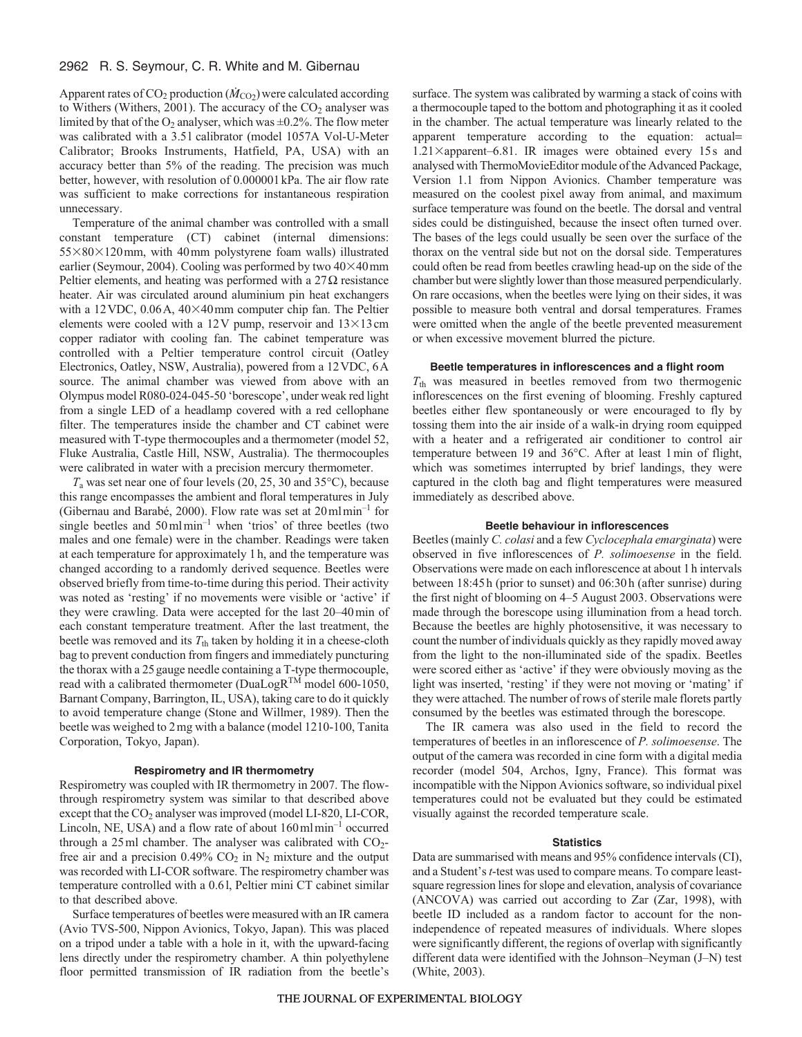Apparent rates of $CO_2$ production ($\dot{M}_{CO_2}$) were calculated according to Withers (Withers, 2001). The accuracy of the $CO_2$ analyser was limited by that of the $O_2$ analyser, which was ±0.2%. The flow meter was calibrated with a 3.5 l calibrator (model 1057A Vol-U-Meter Calibrator; Brooks Instruments, Hatfield, PA, USA) with an accuracy better than 5% of the reading. The precision was much better, however, with resolution of 0.000001 kPa. The air flow rate was sufficient to make corrections for instantaneous respiration unnecessary.

Temperature of the animal chamber was controlled with a small constant temperature (CT) cabinet (internal dimensions: 55×80×120 mm, with 40 mm polystyrene foam walls) illustrated earlier (Seymour, 2004). Cooling was performed by two 40×40 mm Peltier elements, and heating was performed with a 27 Ω resistance heater. Air was circulated around aluminium pin heat exchangers with a 12 VDC, 0.06 A, 40×40 mm computer chip fan. The Peltier elements were cooled with a 12 V pump, reservoir and 13×13 cm copper radiator with cooling fan. The cabinet temperature was controlled with a Peltier temperature control circuit (Oatley Electronics, Oatley, NSW, Australia), powered from a 12 VDC, 6 A source. The animal chamber was viewed from above with an Olympus model R080-024-045-50 'borescope', under weak red light from a single LED of a headlamp covered with a red cellophane filter. The temperatures inside the chamber and CT cabinet were measured with T-type thermocouples and a thermometer (model 52, Fluke Australia, Castle Hill, NSW, Australia). The thermocouples were calibrated in water with a precision mercury thermometer.

$T_a$ was set near one of four levels (20, 25, 30 and 35°C), because this range encompasses the ambient and floral temperatures in July (Gibernau and Barabé, 2000). Flow rate was set at 20 ml min$^{-1}$ for single beetles and 50 ml min$^{-1}$ when 'trios' of three beetles (two males and one female) were in the chamber. Readings were taken at each temperature for approximately 1 h, and the temperature was changed according to a randomly derived sequence. Beetles were observed briefly from time-to-time during this period. Their activity was noted as 'resting' if no movements were visible or 'active' if they were crawling. Data were accepted for the last 20–40 min of each constant temperature treatment. After the last treatment, the beetle was removed and its $T_{th}$ taken by holding it in a cheese-cloth bag to prevent conduction from fingers and immediately puncturing the thorax with a 25 gauge needle containing a T-type thermocouple, read with a calibrated thermometer (DuaLogR™ model 600-1050, Barnant Company, Barrington, IL, USA), taking care to do it quickly to avoid temperature change (Stone and Willmer, 1989). Then the beetle was weighed to 2 mg with a balance (model 1210-100, Tanita Corporation, Tokyo, Japan).

### Respirometry and IR thermometry

Respirometry was coupled with IR thermometry in 2007. The flow-through respirometry system was similar to that described above except that the $CO_2$ analyser was improved (model LI-820, LI-COR, Lincoln, NE, USA) and a flow rate of about 160 ml min$^{-1}$ occurred through a 25 ml chamber. The analyser was calibrated with $CO_2$-free air and a precision 0.49% $CO_2$ in $N_2$ mixture and the output was recorded with LI-COR software. The respirometry chamber was temperature controlled with a 0.6 l, Peltier mini CT cabinet similar to that described above.

Surface temperatures of beetles were measured with an IR camera (Avio TVS-500, Nippon Avionics, Tokyo, Japan). This was placed on a tripod under a table with a hole in it, with the upward-facing lens directly under the respirometry chamber. A thin polyethylene floor permitted transmission of IR radiation from the beetle's surface. The system was calibrated by warming a stack of coins with a thermocouple taped to the bottom and photographing it as it cooled in the chamber. The actual temperature was linearly related to the apparent temperature according to the equation: actual= 1.21×apparent–6.81. IR images were obtained every 15 s and analysed with ThermoMovieEditor module of the Advanced Package, Version 1.1 from Nippon Avionics. Chamber temperature was measured on the coolest pixel away from animal, and maximum surface temperature was found on the beetle. The dorsal and ventral sides could be distinguished, because the insect often turned over. The bases of the legs could usually be seen over the surface of the thorax on the ventral side but not on the dorsal side. Temperatures could often be read from beetles crawling head-up on the side of the chamber but were slightly lower than those measured perpendicularly. On rare occasions, when the beetles were lying on their sides, it was possible to measure both ventral and dorsal temperatures. Frames were omitted when the angle of the beetle prevented measurement or when excessive movement blurred the picture.

### Beetle temperatures in inflorescences and a flight room

$T_{th}$ was measured in beetles removed from two thermogenic inflorescences on the first evening of blooming. Freshly captured beetles either flew spontaneously or were encouraged to fly by tossing them into the air inside of a walk-in drying room equipped with a heater and a refrigerated air conditioner to control air temperature between 19 and 36°C. After at least 1 min of flight, which was sometimes interrupted by brief landings, they were captured in the cloth bag and flight temperatures were measured immediately as described above.

### Beetle behaviour in inflorescences

Beetles (mainly *C. colasi* and a few *Cyclocephala emarginata*) were observed in five inflorescences of *P. solimoesense* in the field. Observations were made on each inflorescence at about 1 h intervals between 18:45 h (prior to sunset) and 06:30 h (after sunrise) during the first night of blooming on 4–5 August 2003. Observations were made through the borescope using illumination from a head torch. Because the beetles are highly photosensitive, it was necessary to count the number of individuals quickly as they rapidly moved away from the light to the non-illuminated side of the spadix. Beetles were scored either as 'active' if they were obviously moving as the light was inserted, 'resting' if they were not moving or 'mating' if they were attached. The number of rows of sterile male florets partly consumed by the beetles was estimated through the borescope.

The IR camera was also used in the field to record the temperatures of beetles in an inflorescence of *P. solimoesense*. The output of the camera was recorded in cine form with a digital media recorder (model 504, Archos, Igny, France). This format was incompatible with the Nippon Avionics software, so individual pixel temperatures could not be evaluated but they could be estimated visually against the recorded temperature scale.

### Statistics

Data are summarised with means and 95% confidence intervals (CI), and a Student's *t*-test was used to compare means. To compare least-square regression lines for slope and elevation, analysis of covariance (ANCOVA) was carried out according to Zar (Zar, 1998), with beetle ID included as a random factor to account for the non-independence of repeated measures of individuals. Where slopes were significantly different, the regions of overlap with significantly different data were identified with the Johnson–Neyman (J–N) test (White, 2003).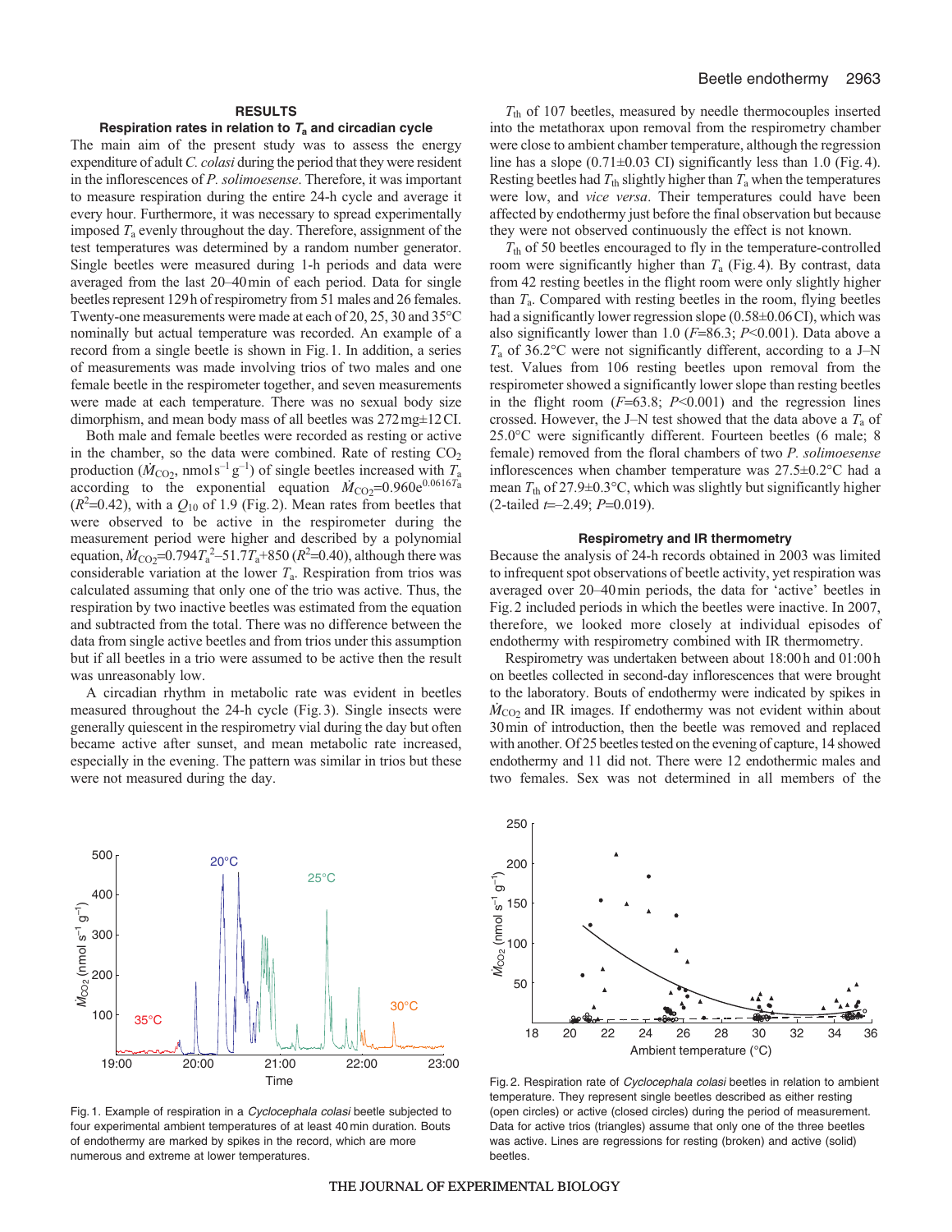## RESULTS

### Respiration rates in relation to $T_a$ and circadian cycle

The main aim of the present study was to assess the energy expenditure of adult *C. colasi* during the period that they were resident in the inflorescences of *P. solimoesense*. Therefore, it was important to measure respiration during the entire 24-h cycle and average it every hour. Furthermore, it was necessary to spread experimentally imposed $T_a$ evenly throughout the day. Therefore, assignment of the test temperatures was determined by a random number generator. Single beetles were measured during 1-h periods and data were averaged from the last 20–40 min of each period. Data for single beetles represent 129 h of respirometry from 51 males and 26 females. Twenty-one measurements were made at each of 20, 25, 30 and 35°C nominally but actual temperature was recorded. An example of a record from a single beetle is shown in Fig. 1. In addition, a series of measurements was made involving trios of two males and one female beetle in the respirometer together, and seven measurements were made at each temperature. There was no sexual body size dimorphism, and mean body mass of all beetles was 272 mg±12 CI.

Both male and female beetles were recorded as resting or active in the chamber, so the data were combined. Rate of resting $CO_2$ production ($\dot{M}_{CO_2}$, nmol s$^{-1}$ g$^{-1}$) of single beetles increased with $T_a$ according to the exponential equation $\dot{M}_{CO_2}$=0.960e$^{0.0616T_a}$ ($R^2$=0.42), with a $Q_{10}$ of 1.9 (Fig. 2). Mean rates from beetles that were observed to be active in the respirometer during the measurement period were higher and described by a polynomial equation, $\dot{M}_{CO_2}$=0.794$T_a^2$–51.7$T_a$+850 ($R^2$=0.40), although there was considerable variation at the lower $T_a$. Respiration from trios was calculated assuming that only one of the trio was active. Thus, the respiration by two inactive beetles was estimated from the equation and subtracted from the total. There was no difference between the data from single active beetles and from trios under this assumption but if all beetles in a trio were assumed to be active then the result was unreasonably low.

A circadian rhythm in metabolic rate was evident in beetles measured throughout the 24-h cycle (Fig. 3). Single insects were generally quiescent in the respirometry vial during the day but often became active after sunset, and mean metabolic rate increased, especially in the evening. The pattern was similar in trios but these were not measured during the day.

$T_{th}$ of 107 beetles, measured by needle thermocouples inserted into the metathorax upon removal from the respirometry chamber were close to ambient chamber temperature, although the regression line has a slope (0.71±0.03 CI) significantly less than 1.0 (Fig. 4). Resting beetles had $T_{th}$ slightly higher than $T_a$ when the temperatures were low, and *vice versa*. Their temperatures could have been affected by endothermy just before the final observation but because they were not observed continuously the effect is not known.

$T_{th}$ of 50 beetles encouraged to fly in the temperature-controlled room were significantly higher than $T_a$ (Fig. 4). By contrast, data from 42 resting beetles in the flight room were only slightly higher than $T_a$. Compared with resting beetles in the room, flying beetles had a significantly lower regression slope (0.58±0.06 CI), which was also significantly lower than 1.0 ($F$=86.3; $P$<0.001). Data above a $T_a$ of 36.2°C were not significantly different, according to a J–N test. Values from 106 resting beetles upon removal from the respirometer showed a significantly lower slope than resting beetles in the flight room ($F$=63.8; $P$<0.001) and the regression lines crossed. However, the J–N test showed that the data above a $T_a$ of 25.0°C were significantly different. Fourteen beetles (6 male; 8 female) removed from the floral chambers of two *P. solimoesense* inflorescences when chamber temperature was 27.5±0.2°C had a mean $T_{th}$ of 27.9±0.3°C, which was slightly but significantly higher (2-tailed $t$=–2.49; $P$=0.019).

### Respirometry and IR thermometry

Because the analysis of 24-h records obtained in 2003 was limited to infrequent spot observations of beetle activity, yet respiration was averaged over 20–40 min periods, the data for 'active' beetles in Fig. 2 included periods in which the beetles were inactive. In 2007, therefore, we looked more closely at individual episodes of endothermy with respirometry combined with IR thermometry.

Respirometry was undertaken between about 18:00 h and 01:00 h on beetles collected in second-day inflorescences that were brought to the laboratory. Bouts of endothermy were indicated by spikes in $\dot{M}_{CO_2}$ and IR images. If endothermy was not evident within about 30 min of introduction, then the beetle was removed and replaced with another. Of 25 beetles tested on the evening of capture, 14 showed endothermy and 11 did not. There were 12 endothermic males and two females. Sex was not determined in all members of the

Fig. 1. Example of respiration in a *Cyclocephala colasi* beetle subjected to four experimental ambient temperatures of at least 40 min duration. Bouts of endothermy are marked by spikes in the record, which are more numerous and extreme at lower temperatures.

Fig. 2. Respiration rate of *Cyclocephala colasi* beetles in relation to ambient temperature. They represent single beetles described as either resting (open circles) or active (closed circles) during the period of measurement. Data for active trios (triangles) assume that only one of the three beetles was active. Lines are regressions for resting (broken) and active (solid) beetles.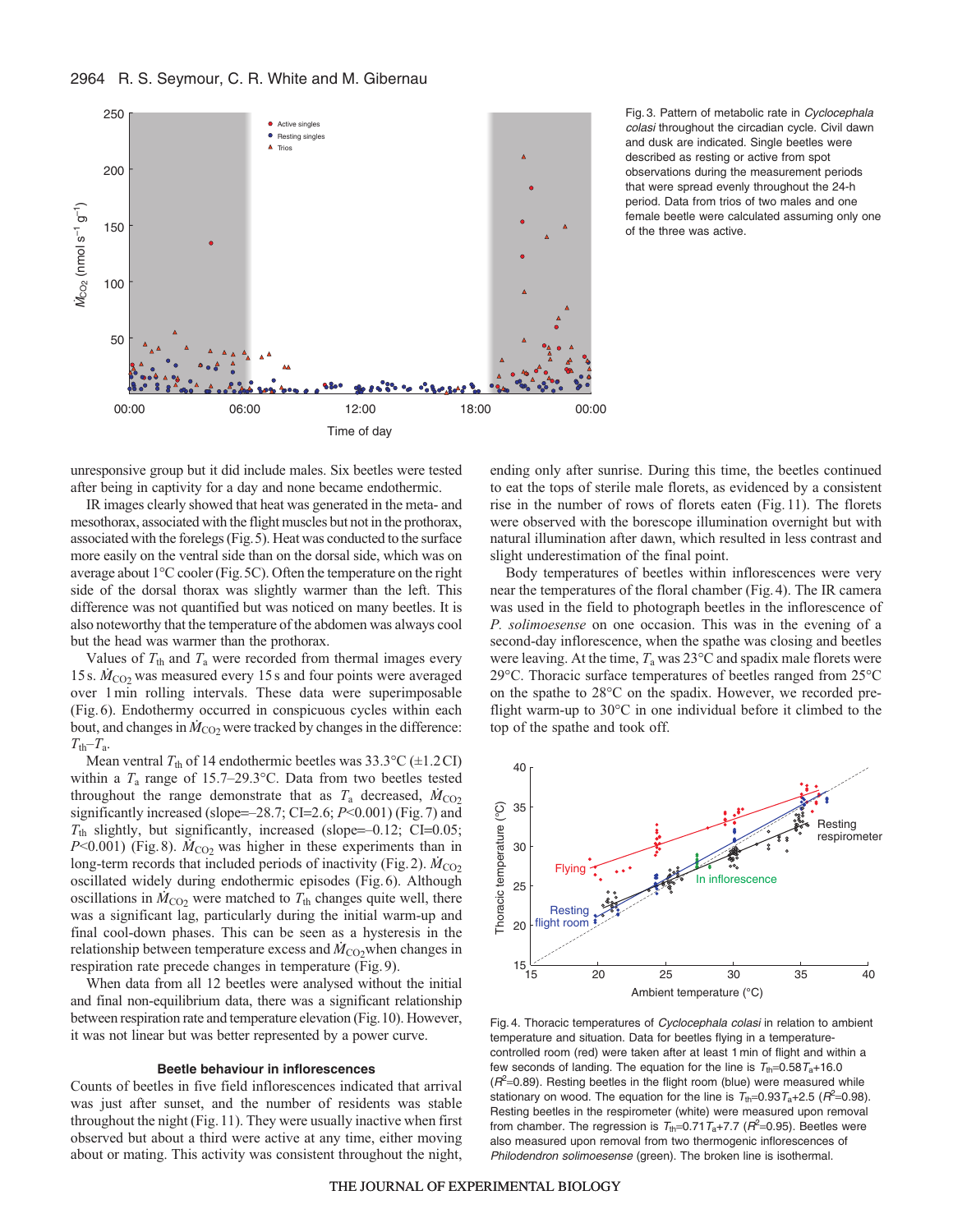Fig. 3. Pattern of metabolic rate in *Cyclocephala colasi* throughout the circadian cycle. Civil dawn and dusk are indicated. Single beetles were described as resting or active from spot observations during the measurement periods that were spread evenly throughout the 24-h period. Data from trios of two males and one female beetle were calculated assuming only one of the three was active.

unresponsive group but it did include males. Six beetles were tested after being in captivity for a day and none became endothermic.

IR images clearly showed that heat was generated in the meta- and mesothorax, associated with the flight muscles but not in the prothorax, associated with the forelegs (Fig. 5). Heat was conducted to the surface more easily on the ventral side than on the dorsal side, which was on average about 1°C cooler (Fig. 5C). Often the temperature on the right side of the dorsal thorax was slightly warmer than the left. This difference was not quantified but was noticed on many beetles. It is also noteworthy that the temperature of the abdomen was always cool but the head was warmer than the prothorax.

Values of $T_{th}$ and $T_a$ were recorded from thermal images every 15 s. $\dot{M}_{CO_2}$ was measured every 15 s and four points were averaged over 1 min rolling intervals. These data were superimposable (Fig. 6). Endothermy occurred in conspicuous cycles within each bout, and changes in $\dot{M}_{CO_2}$ were tracked by changes in the difference: $T_{th}$–$T_a$.

Mean ventral $T_{th}$ of 14 endothermic beetles was 33.3°C (±1.2 CI) within a $T_a$ range of 15.7–29.3°C. Data from two beetles tested throughout the range demonstrate that as $T_a$ decreased, $\dot{M}_{CO_2}$ significantly increased (slope=–28.7; CI=2.6; $P$<0.001) (Fig. 7) and $T_{th}$ slightly, but significantly, increased (slope=–0.12; CI=0.05; $P$<0.001) (Fig. 8). $\dot{M}_{CO_2}$ was higher in these experiments than in long-term records that included periods of inactivity (Fig. 2). $\dot{M}_{CO_2}$ oscillated widely during endothermic episodes (Fig. 6). Although oscillations in $\dot{M}_{CO_2}$ were matched to $T_{th}$ changes quite well, there was a significant lag, particularly during the initial warm-up and final cool-down phases. This can be seen as a hysteresis in the relationship between temperature excess and $\dot{M}_{CO_2}$ when changes in respiration rate precede changes in temperature (Fig. 9).

When data from all 12 beetles were analysed without the initial and final non-equilibrium data, there was a significant relationship between respiration rate and temperature elevation (Fig. 10). However, it was not linear but was better represented by a power curve.

### Beetle behaviour in inflorescences

Counts of beetles in five field inflorescences indicated that arrival was just after sunset, and the number of residents was stable throughout the night (Fig. 11). They were usually inactive when first observed but about a third were active at any time, either moving about or mating. This activity was consistent throughout the night, ending only after sunrise. During this time, the beetles continued to eat the tops of sterile male florets, as evidenced by a consistent rise in the number of rows of florets eaten (Fig. 11). The florets were observed with the borescope illumination overnight but with natural illumination after dawn, which resulted in less contrast and slight underestimation of the final point.

Body temperatures of beetles within inflorescences were very near the temperatures of the floral chamber (Fig. 4). The IR camera was used in the field to photograph beetles in the inflorescence of *P. solimoesense* on one occasion. This was in the evening of a second-day inflorescence, when the spathe was closing and beetles were leaving. At the time, $T_a$ was 23°C and spadix male florets were 29°C. Thoracic surface temperatures of beetles ranged from 25°C on the spathe to 28°C on the spadix. However, we recorded pre-flight warm-up to 30°C in one individual before it climbed to the top of the spathe and took off.

Fig. 4. Thoracic temperatures of *Cyclocephala colasi* in relation to ambient temperature and situation. Data for beetles flying in a temperature-controlled room (red) were taken after at least 1 min of flight and within a few seconds of landing. The equation for the line is $T_{th}$=0.58$T_a$+16.0 ($R^2$=0.89). Resting beetles in the flight room (blue) were measured while stationary on wood. The equation for the line is $T_{th}$=0.93$T_a$+2.5 ($R^2$=0.98). Resting beetles in the respirometer (white) were measured upon removal from chamber. The regression is $T_{th}$=0.71$T_a$+7.7 ($R^2$=0.95). Beetles were also measured upon removal from two thermogenic inflorescences of *Philodendron solimoesense* (green). The broken line is isothermal.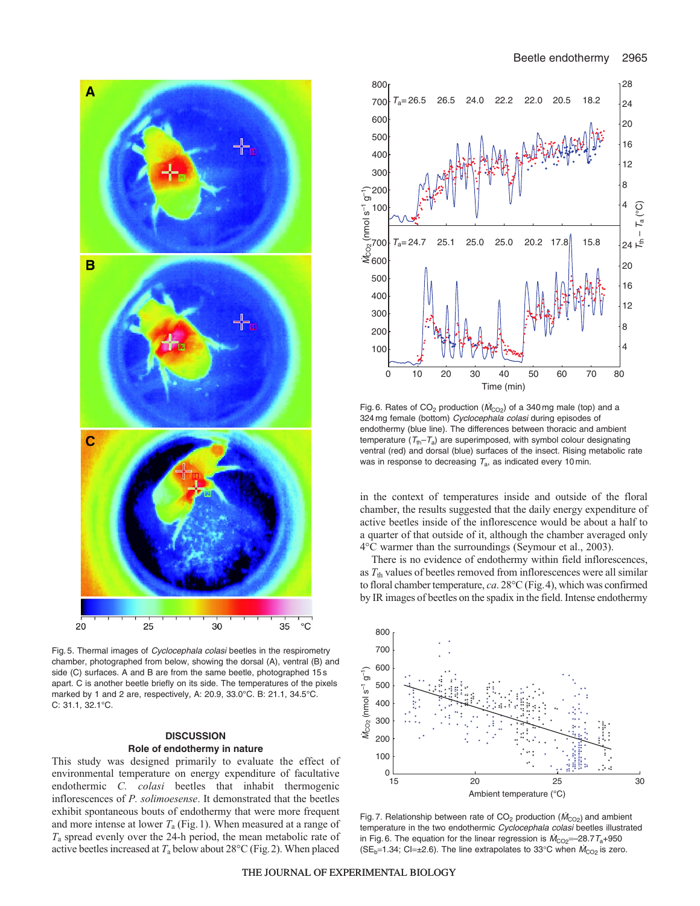Fig. 5. Thermal images of *Cyclocephala colasi* beetles in the respirometry chamber, photographed from below, showing the dorsal (A), ventral (B) and side (C) surfaces. A and B are from the same beetle, photographed 15 s apart. C is another beetle briefly on its side. The temperatures of the pixels marked by 1 and 2 are, respectively, A: 20.9, 33.0°C. B: 21.1, 34.5°C. C: 31.1, 32.1°C.

Fig. 6. Rates of $CO_2$ production ($\dot{M}_{CO_2}$) of a 340 mg male (top) and a 324 mg female (bottom) *Cyclocephala colasi* during episodes of endothermy (blue line). The differences between thoracic and ambient temperature ($T_{th}$–$T_a$) are superimposed, with symbol colour designating ventral (red) and dorsal (blue) surfaces of the insect. Rising metabolic rate was in response to decreasing $T_a$, as indicated every 10 min.

## DISCUSSION

### Role of endothermy in nature

This study was designed primarily to evaluate the effect of environmental temperature on energy expenditure of facultative endothermic *C. colasi* beetles that inhabit thermogenic inflorescences of *P. solimoesense*. It demonstrated that the beetles exhibit spontaneous bouts of endothermy that were more frequent and more intense at lower $T_a$ (Fig. 1). When measured at a range of $T_a$ spread evenly over the 24-h period, the mean metabolic rate of active beetles increased at $T_a$ below about 28°C (Fig. 2). When placed in the context of temperatures inside and outside of the floral chamber, the results suggested that the daily energy expenditure of active beetles inside of the inflorescence would be about a half to a quarter of that outside of it, although the chamber averaged only 4°C warmer than the surroundings (Seymour et al., 2003).

There is no evidence of endothermy within field inflorescences, as $T_{th}$ values of beetles removed from inflorescences were all similar to floral chamber temperature, *ca.* 28°C (Fig. 4), which was confirmed by IR images of beetles on the spadix in the field. Intense endothermy

Fig. 7. Relationship between rate of $CO_2$ production ($\dot{M}_{CO_2}$) and ambient temperature in the two endothermic *Cyclocephala colasi* beetles illustrated in Fig. 6. The equation for the linear regression is $\dot{M}_{CO_2}$=–28.7$T_a$+950 ($SE_b$=1.34; CI=±2.6). The line extrapolates to 33°C when $\dot{M}_{CO_2}$ is zero.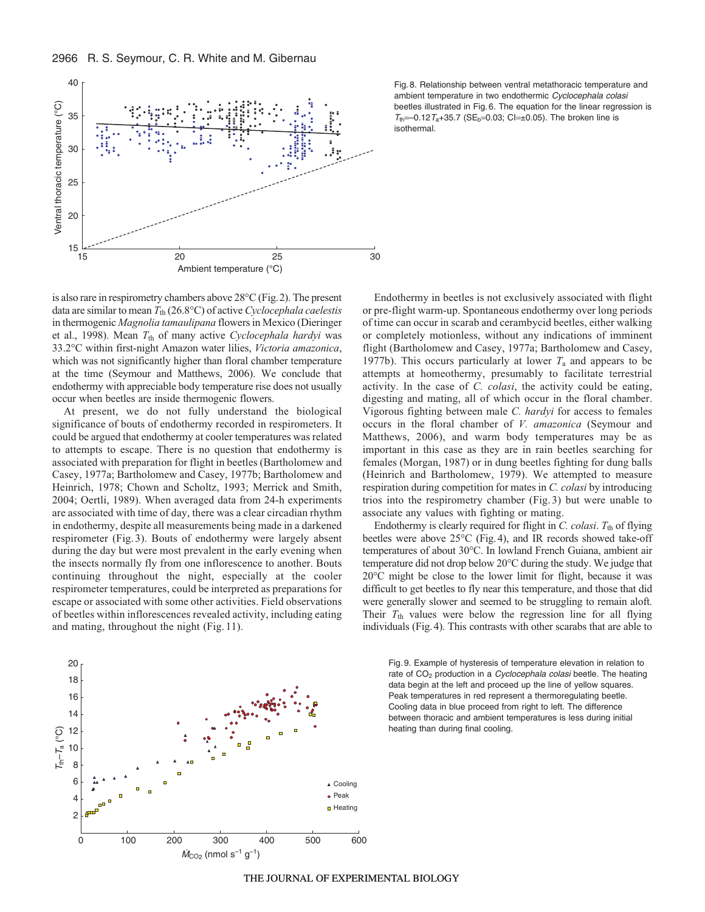Fig. 8. Relationship between ventral metathoracic temperature and ambient temperature in two endothermic *Cyclocephala colasi* beetles illustrated in Fig. 6. The equation for the linear regression is $T_{th}$=–0.12$T_a$+35.7 (SE$_b$=0.03; CI=±0.05). The broken line is isothermal.

is also rare in respirometry chambers above 28°C (Fig. 2). The present data are similar to mean $T_{th}$ (26.8°C) of active *Cyclocephala caelestis* in thermogenic *Magnolia tamaulipana* flowers in Mexico (Dieringer et al., 1998). Mean $T_{th}$ of many active *Cyclocephala hardyi* was 33.2°C within first-night Amazon water lilies, *Victoria amazonica*, which was not significantly higher than floral chamber temperature at the time (Seymour and Matthews, 2006). We conclude that endothermy with appreciable body temperature rise does not usually occur when beetles are inside thermogenic flowers.

At present, we do not fully understand the biological significance of bouts of endothermy recorded in respirometers. It could be argued that endothermy at cooler temperatures was related to attempts to escape. There is no question that endothermy is associated with preparation for flight in beetles (Bartholomew and Casey, 1977a; Bartholomew and Casey, 1977b; Bartholomew and Heinrich, 1978; Chown and Scholtz, 1993; Merrick and Smith, 2004; Oertli, 1989). When averaged data from 24-h experiments are associated with time of day, there was a clear circadian rhythm in endothermy, despite all measurements being made in a darkened respirometer (Fig. 3). Bouts of endothermy were largely absent during the day but were most prevalent in the early evening when the insects normally fly from one inflorescence to another. Bouts continuing throughout the night, especially at the cooler respirometer temperatures, could be interpreted as preparations for escape or associated with some other activities. Field observations of beetles within inflorescences revealed activity, including eating and mating, throughout the night (Fig. 11).

Endothermy in beetles is not exclusively associated with flight or pre-flight warm-up. Spontaneous endothermy over long periods of time can occur in scarab and cerambycid beetles, either walking or completely motionless, without any indications of imminent flight (Bartholomew and Casey, 1977a; Bartholomew and Casey, 1977b). This occurs particularly at lower $T_a$ and appears to be attempts at homeothermy, presumably to facilitate terrestrial activity. In the case of *C. colasi*, the activity could be eating, digesting and mating, all of which occur in the floral chamber. Vigorous fighting between male *C. hardyi* for access to females occurs in the floral chamber of *V. amazonica* (Seymour and Matthews, 2006), and warm body temperatures may be as important in this case as they are in rain beetles searching for females (Morgan, 1987) or in dung beetles fighting for dung balls (Heinrich and Bartholomew, 1979). We attempted to measure respiration during competition for mates in *C. colasi* by introducing trios into the respirometry chamber (Fig. 3) but were unable to associate any values with fighting or mating.

Endothermy is clearly required for flight in *C. colasi*. $T_{th}$ of flying beetles were above 25°C (Fig. 4), and IR records showed take-off temperatures of about 30°C. In lowland French Guiana, ambient air temperature did not drop below 20°C during the study. We judge that 20°C might be close to the lower limit for flight, because it was difficult to get beetles to fly near this temperature, and those that did were generally slower and seemed to be struggling to remain aloft. Their $T_{th}$ values were below the regression line for all flying individuals (Fig. 4). This contrasts with other scarabs that are able to

Fig. 9. Example of hysteresis of temperature elevation in relation to rate of $CO_2$ production in a *Cyclocephala colasi* beetle. The heating data begin at the left and proceed up the line of yellow squares. Peak temperatures in red represent a thermoregulating beetle. Cooling data in blue proceed from right to left. The difference between thoracic and ambient temperatures is less during initial heating than during final cooling.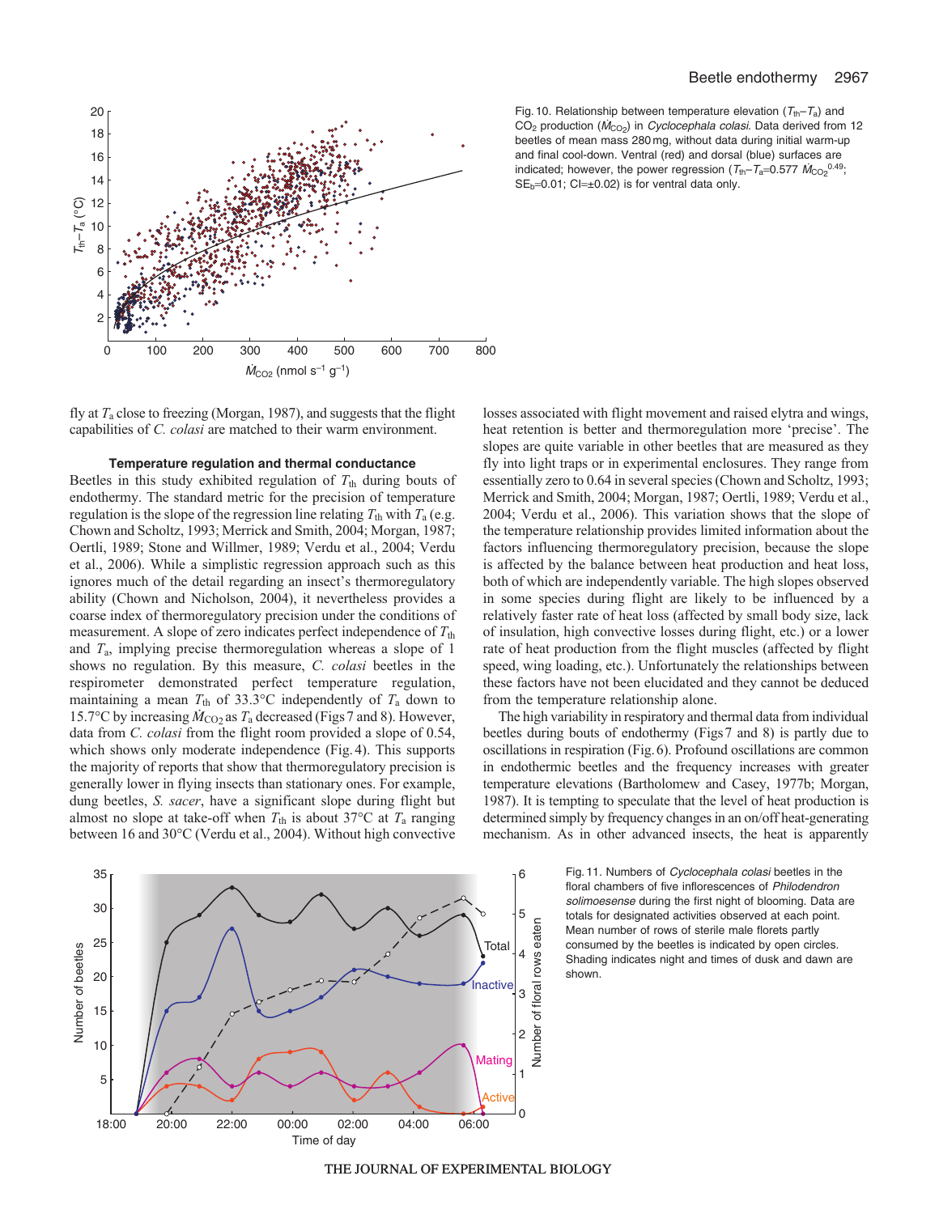Fig. 10. Relationship between temperature elevation ($T_{th}$–$T_a$) and $CO_2$ production ($\dot{M}_{CO_2}$) in *Cyclocephala colasi*. Data derived from 12 beetles of mean mass 280 mg, without data during initial warm-up and final cool-down. Ventral (red) and dorsal (blue) surfaces are indicated; however, the power regression ($T_{th}$–$T_a$=0.577 $\dot{M}_{CO_2}^{0.49}$; $SE_b$=0.01; CI=±0.02) is for ventral data only.

fly at $T_a$ close to freezing (Morgan, 1987), and suggests that the flight capabilities of *C. colasi* are matched to their warm environment.

### Temperature regulation and thermal conductance

Beetles in this study exhibited regulation of $T_{th}$ during bouts of endothermy. The standard metric for the precision of temperature regulation is the slope of the regression line relating $T_{th}$ with $T_a$ (e.g. Chown and Scholtz, 1993; Merrick and Smith, 2004; Morgan, 1987; Oertli, 1989; Stone and Willmer, 1989; Verdu et al., 2004; Verdu et al., 2006). While a simplistic regression approach such as this ignores much of the detail regarding an insect's thermoregulatory ability (Chown and Nicholson, 2004), it nevertheless provides a coarse index of thermoregulatory precision under the conditions of measurement. A slope of zero indicates perfect independence of $T_{th}$ and $T_a$, implying precise thermoregulation whereas a slope of 1 shows no regulation. By this measure, *C. colasi* beetles in the respirometer demonstrated perfect temperature regulation, maintaining a mean $T_{th}$ of 33.3°C independently of $T_a$ down to 15.7°C by increasing $\dot{M}_{CO_2}$ as $T_a$ decreased (Figs 7 and 8). However, data from *C. colasi* from the flight room provided a slope of 0.54, which shows only moderate independence (Fig. 4). This supports the majority of reports that show that thermoregulatory precision is generally lower in flying insects than stationary ones. For example, dung beetles, *S. sacer*, have a significant slope during flight but almost no slope at take-off when $T_{th}$ is about 37°C at $T_a$ ranging between 16 and 30°C (Verdu et al., 2004). Without high convective losses associated with flight movement and raised elytra and wings, heat retention is better and thermoregulation more 'precise'. The slopes are quite variable in other beetles that are measured as they fly into light traps or in experimental enclosures. They range from essentially zero to 0.64 in several species (Chown and Scholtz, 1993; Merrick and Smith, 2004; Morgan, 1987; Oertli, 1989; Verdu et al., 2004; Verdu et al., 2006). This variation shows that the slope of the temperature relationship provides limited information about the factors influencing thermoregulatory precision, because the slope is affected by the balance between heat production and heat loss, both of which are independently variable. The high slopes observed in some species during flight are likely to be influenced by a relatively faster rate of heat loss (affected by small body size, lack of insulation, high convective losses during flight, etc.) or a lower rate of heat production from the flight muscles (affected by flight speed, wing loading, etc.). Unfortunately the relationships between these factors have not been elucidated and they cannot be deduced from the temperature relationship alone.

The high variability in respiratory and thermal data from individual beetles during bouts of endothermy (Figs 7 and 8) is partly due to oscillations in respiration (Fig. 6). Profound oscillations are common in endothermic beetles and the frequency increases with greater temperature elevations (Bartholomew and Casey, 1977b; Morgan, 1987). It is tempting to speculate that the level of heat production is determined simply by frequency changes in an on/off heat-generating mechanism. As in other advanced insects, the heat is apparently

Fig. 11. Numbers of *Cyclocephala colasi* beetles in the floral chambers of five inflorescences of *Philodendron solimoesense* during the first night of blooming. Data are totals for designated activities observed at each point. Mean number of rows of sterile male florets partly consumed by the beetles is indicated by open circles. Shading indicates night and times of dusk and dawn are shown.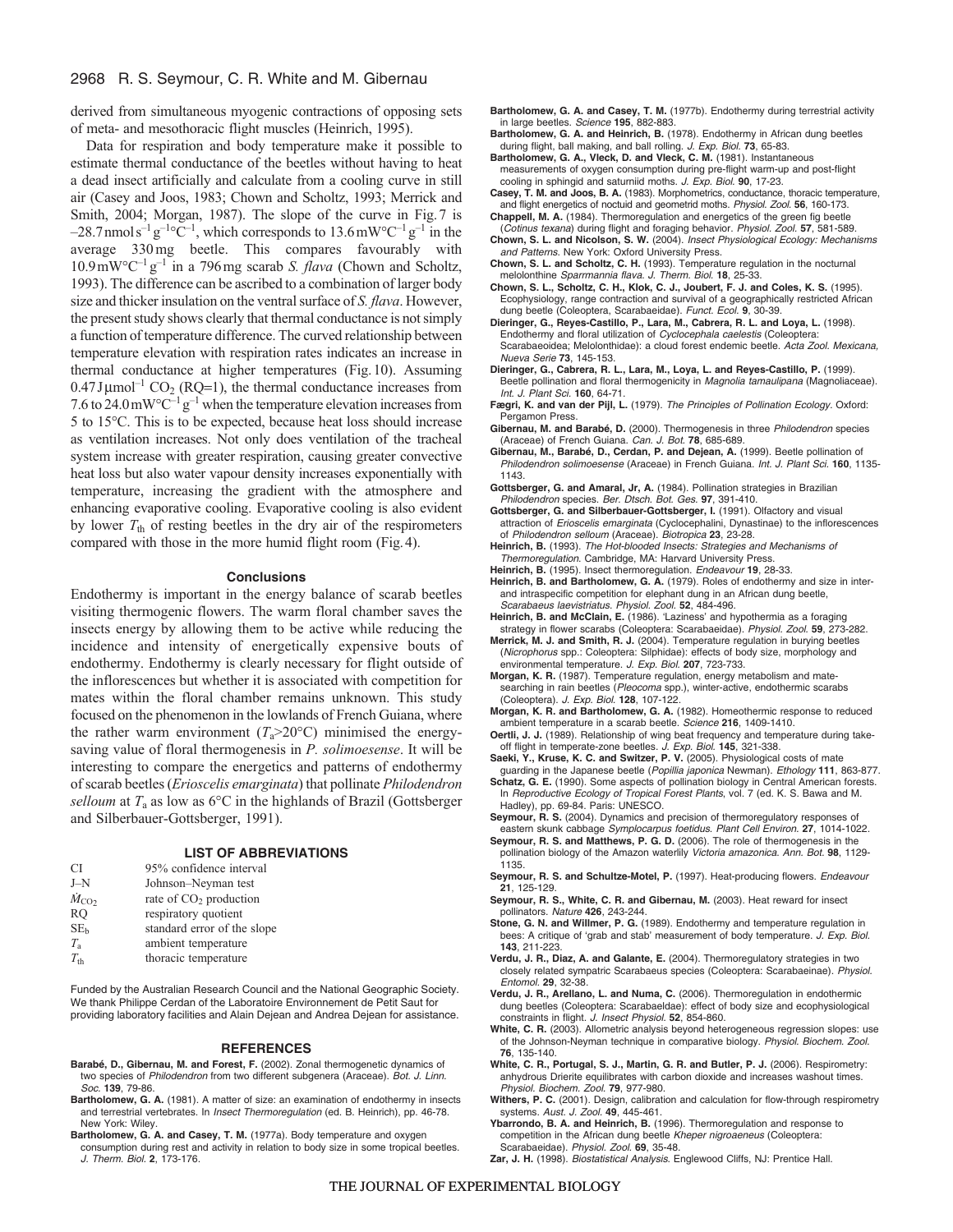derived from simultaneous myogenic contractions of opposing sets of meta- and mesothoracic flight muscles (Heinrich, 1995).

Data for respiration and body temperature make it possible to estimate thermal conductance of the beetles without having to heat a dead insect artificially and calculate from a cooling curve in still air (Casey and Joos, 1983; Chown and Scholtz, 1993; Merrick and Smith, 2004; Morgan, 1987). The slope of the curve in Fig. 7 is $-28.7\,\mathrm{nmol\,s^{-1}\,g^{-1}\,°C^{-1}}$, which corresponds to $13.6\,\mathrm{mW\,°C^{-1}\,g^{-1}}$ in the average 330 mg beetle. This compares favourably with $10.9\,\mathrm{mW\,°C^{-1}\,g^{-1}}$ in a 796 mg scarab *S. flava* (Chown and Scholtz, 1993). The difference can be ascribed to a combination of larger body size and thicker insulation on the ventral surface of *S. flava*. However, the present study shows clearly that thermal conductance is not simply a function of temperature difference. The curved relationship between temperature elevation with respiration rates indicates an increase in thermal conductance at higher temperatures (Fig. 10). Assuming $0.47\,\mathrm{J\,\mu mol^{-1}}$ $CO_2$ (RQ=1), the thermal conductance increases from 7.6 to $24.0\,\mathrm{mW\,°C^{-1}\,g^{-1}}$ when the temperature elevation increases from 5 to 15°C. This is to be expected, because heat loss should increase as ventilation increases. Not only does ventilation of the tracheal system increase with greater respiration, causing greater convective heat loss but also water vapour density increases exponentially with temperature, increasing the gradient with the atmosphere and enhancing evaporative cooling. Evaporative cooling is also evident by lower $T_{th}$ of resting beetles in the dry air of the respirometers compared with those in the more humid flight room (Fig. 4).

## Conclusions

Endothermy is important in the energy balance of scarab beetles visiting thermogenic flowers. The warm floral chamber saves the insects energy by allowing them to be active while reducing the incidence and intensity of energetically expensive bouts of endothermy. Endothermy is clearly necessary for flight outside of the inflorescences but whether it is associated with competition for mates within the floral chamber remains unknown. This study focused on the phenomenon in the lowlands of French Guiana, where the rather warm environment ($T_a$>20°C) minimised the energy-saving value of floral thermogenesis in *P. solimoesense*. It will be interesting to compare the energetics and patterns of endothermy of scarab beetles (*Erioscelis emarginata*) that pollinate *Philodendron selloum* at $T_a$ as low as 6°C in the highlands of Brazil (Gottsberger and Silberbauer-Gottsberger, 1991).

## LIST OF ABBREVIATIONS

| | |
|---|---|
| CI | 95% confidence interval |
| J–N | Johnson–Neyman test |
| $\dot{M}_{CO_2}$ | rate of $CO_2$ production |
| RQ | respiratory quotient |
| $SE_b$ | standard error of the slope |
| $T_a$ | ambient temperature |
| $T_{th}$ | thoracic temperature |

Funded by the Australian Research Council and the National Geographic Society. We thank Philippe Cerdan of the Laboratoire Environnement de Petit Saut for providing laboratory facilities and Alain Dejean and Andrea Dejean for assistance.

## REFERENCES

**Barabé, D., Gibernau, M. and Forest, F.** (2002). Zonal thermogenetic dynamics of two species of *Philodendron* from two different subgenera (Araceae). *Bot. J. Linn. Soc.* **139**, 79-86.

**Bartholomew, G. A.** (1981). A matter of size: an examination of endothermy in insects and terrestrial vertebrates. In *Insect Thermoregulation* (ed. B. Heinrich), pp. 46-78. New York: Wiley.

**Bartholomew, G. A. and Casey, T. M.** (1977a). Body temperature and oxygen consumption during rest and activity in relation to body size in some tropical beetles. *J. Therm. Biol.* **2**, 173-176.

**Bartholomew, G. A. and Casey, T. M.** (1977b). Endothermy during terrestrial activity in large beetles. *Science* **195**, 882-883.

**Bartholomew, G. A. and Heinrich, B.** (1978). Endothermy in African dung beetles during flight, ball making, and ball rolling. *J. Exp. Biol.* **73**, 65-83.

**Bartholomew, G. A., Vleck, D. and Vleck, C. M.** (1981). Instantaneous measurements of oxygen consumption during pre-flight warm-up and post-flight cooling in sphingid and saturniid moths. *J. Exp. Biol.* **90**, 17-23.

**Casey, T. M. and Joos, B. A.** (1983). Morphometrics, conductance, thoracic temperature, and flight energetics of noctuid and geometrid moths. *Physiol. Zool.* **56**, 160-173.

**Chappell, M. A.** (1984). Thermoregulation and energetics of the green fig beetle (*Cotinus texana*) during flight and foraging behavior. *Physiol. Zool.* **57**, 581-589.

**Chown, S. L. and Nicolson, S. W.** (2004). *Insect Physiological Ecology: Mechanisms and Patterns*. New York: Oxford University Press.

**Chown, S. L. and Scholtz, C. H.** (1993). Temperature regulation in the nocturnal melolonthine *Sparrmannia flava*. *J. Therm. Biol.* **18**, 25-33.

**Chown, S. L., Scholtz, C. H., Klok, C. J., Joubert, F. J. and Coles, K. S.** (1995). Ecophysiology, range contraction and survival of a geographically restricted African dung beetle (Coleoptera, Scarabaeidae). *Funct. Ecol.* **9**, 30-39.

**Dieringer, G., Reyes-Castillo, P., Lara, M., Cabrera, R. L. and Loya, L.** (1998). Endothermy and floral utilization of *Cyclocephala caelestis* (Coleoptera: Scarabaeoidea; Melolonthidae): a cloud forest endemic beetle. *Acta Zool. Mexicana, Nueva Serie* **73**, 145-153.

**Dieringer, G., Cabrera, R. L., Lara, M., Loya, L. and Reyes-Castillo, P.** (1999). Beetle pollination and floral thermogenicity in *Magnolia tamaulipana* (Magnoliaceae). *Int. J. Plant Sci.* **160**, 64-71.

**Fægri, K. and van der Pijl, L.** (1979). *The Principles of Pollination Ecology*. Oxford: Pergamon Press.

**Gibernau, M. and Barabé, D.** (2000). Thermogenesis in three *Philodendron* species (Araceae) of French Guiana. *Can. J. Bot.* **78**, 685-689.

**Gibernau, M., Barabé, D., Cerdan, P. and Dejean, A.** (1999). Beetle pollination of *Philodendron solimoesense* (Araceae) in French Guiana. *Int. J. Plant Sci.* **160**, 1135-1143.

**Gottsberger, G. and Amaral, Jr, A.** (1984). Pollination strategies in Brazilian *Philodendron* species. *Ber. Dtsch. Bot. Ges.* **97**, 391-410.

**Gottsberger, G. and Silberbauer-Gottsberger, I.** (1991). Olfactory and visual attraction of *Erioscelis emarginata* (Cyclocephalini, Dynastinae) to the inflorescences of *Philodendron selloum* (Araceae). *Biotropica* **23**, 23-28.

**Heinrich, B.** (1993). *The Hot-blooded Insects: Strategies and Mechanisms of Thermoregulation*. Cambridge, MA: Harvard University Press.

**Heinrich, B.** (1995). Insect thermoregulation. *Endeavour* **19**, 28-33.

**Heinrich, B. and Bartholomew, G. A.** (1979). Roles of endothermy and size in inter- and intraspecific competition for elephant dung in an African dung beetle, *Scarabaeus laevistriatus*. *Physiol. Zool.* **52**, 484-496.

**Heinrich, B. and McClain, E.** (1986). 'Laziness' and hypothermia as a foraging strategy in flower scarabs (Coleoptera: Scarabaeidae). *Physiol. Zool.* **59**, 273-282.

**Merrick, M. J. and Smith, R. J.** (2004). Temperature regulation in burying beetles (*Nicrophorus* spp.: Coleoptera: Silphidae): effects of body size, morphology and environmental temperature. *J. Exp. Biol.* **207**, 723-733.

**Morgan, K. R.** (1987). Temperature regulation, energy metabolism and mate-searching in rain beetles (*Pleocoma* spp.), winter-active, endothermic scarabs (Coleoptera). *J. Exp. Biol.* **128**, 107-122.

**Morgan, K. R. and Bartholomew, G. A.** (1982). Homeothermic response to reduced ambient temperature in a scarab beetle. *Science* **216**, 1409-1410.

**Oertli, J. J.** (1989). Relationship of wing beat frequency and temperature during take-off flight in temperate-zone beetles. *J. Exp. Biol.* **145**, 321-338.

**Saeki, Y., Kruse, K. C. and Switzer, P. V.** (2005). Physiological costs of mate guarding in the Japanese beetle (*Popillia japonica* Newman). *Ethology* **111**, 863-877.

**Schatz, G. E.** (1990). Some aspects of pollination biology in Central American forests. In *Reproductive Ecology of Tropical Forest Plants*, vol. 7 (ed. K. S. Bawa and M. Hadley), pp. 69-84. Paris: UNESCO.

**Seymour, R. S.** (2004). Dynamics and precision of thermoregulatory responses of eastern skunk cabbage *Symplocarpus foetidus*. *Plant Cell Environ.* **27**, 1014-1022.

**Seymour, R. S. and Matthews, P. G. D.** (2006). The role of thermogenesis in the pollination biology of the Amazon waterlily *Victoria amazonica*. *Ann. Bot.* **98**, 1129-1135.

**Seymour, R. S. and Schultze-Motel, P.** (1997). Heat-producing flowers. *Endeavour* **21**, 125-129.

**Seymour, R. S., White, C. R. and Gibernau, M.** (2003). Heat reward for insect pollinators. *Nature* **426**, 243-244.

**Stone, G. N. and Willmer, P. G.** (1989). Endothermy and temperature regulation in bees: A critique of 'grab and stab' measurement of body temperature. *J. Exp. Biol.* **143**, 211-223.

**Verdu, J. R., Diaz, A. and Galante, E.** (2004). Thermoregulatory strategies in two closely related sympatric Scarabaeus species (Coleoptera: Scarabaeinae). *Physiol. Entomol.* **29**, 32-38.

**Verdu, J. R., Arellano, L. and Numa, C.** (2006). Thermoregulation in endothermic dung beetles (Coleoptera: Scarabaeidae): effect of body size and ecophysiological constraints in flight. *J. Insect Physiol.* **52**, 854-860.

**White, C. R.** (2003). Allometric analysis beyond heterogeneous regression slopes: use of the Johnson-Neyman technique in comparative biology. *Physiol. Biochem. Zool.* **76**, 135-140.

**White, C. R., Portugal, S. J., Martin, G. R. and Butler, P. J.** (2006). Respirometry: anhydrous Drierite equilibrates with carbon dioxide and increases washout times. *Physiol. Biochem. Zool.* **79**, 977-980.

**Withers, P. C.** (2001). Design, calibration and calculation for flow-through respirometry systems. *Aust. J. Zool.* **49**, 445-461.

**Ybarrondo, B. A. and Heinrich, B.** (1996). Thermoregulation and response to competition in the African dung beetle *Kheper nigroaeneus* (Coleoptera: Scarabaeidae). *Physiol. Zool.* **69**, 35-48.

**Zar, J. H.** (1998). *Biostatistical Analysis*. Englewood Cliffs, NJ: Prentice Hall.